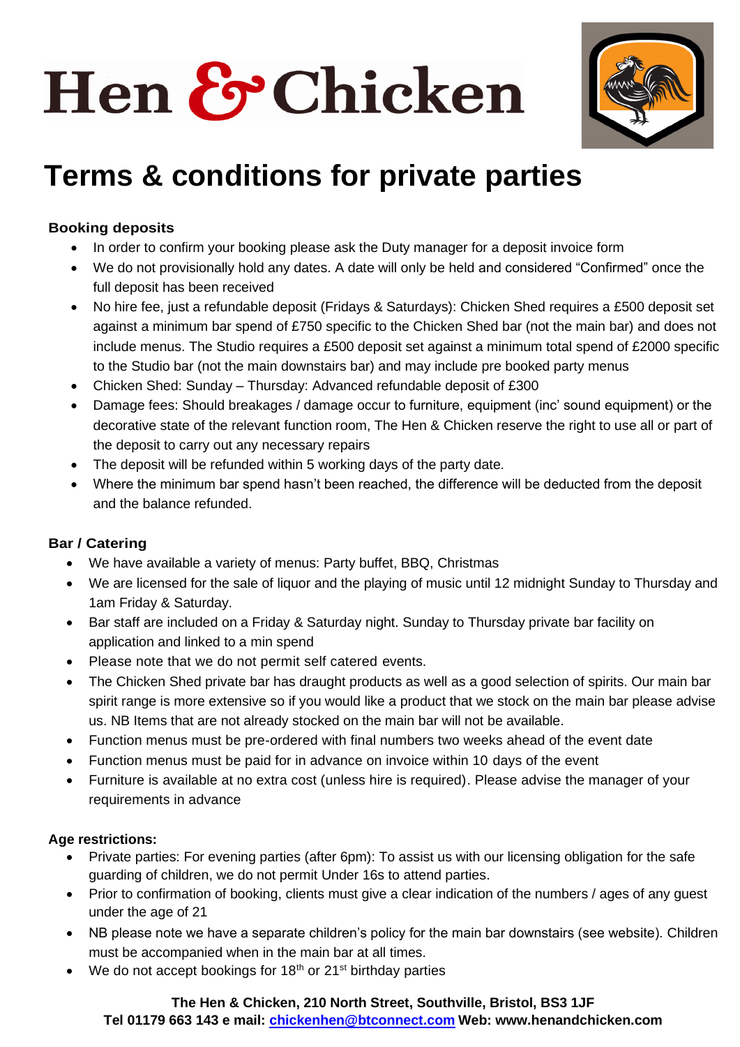# Hen & Chicken

## Terms & conditions for private parties

### Booking deposits

- In order to confirm your booking please ask the Duty manager for a deposit invoice form
- We do not provisionally hold any dates. A date will only be held and considered "Confirmed" once the full deposit has been received
- No hire fee, just a refundable deposit (Fridays & Saturdays): Chicken Shed requires a £500 deposit set against a minimum bar spend of £750 specific to the Chicken Shed bar (not the main bar) and does not include menus. The Studio requires a £500 deposit set against a minimum total spend of £2000 specific to the Studio bar (not the main downstairs bar) and may include pre booked party menus
- Chicken Shed: Sunday – Thursday: Advanced refundable deposit of £300
- Damage fees: Should breakages / damage occur to furniture, equipment (inc' sound equipment) or the decorative state of the relevant function room, The Hen & Chicken reserve the right to use all or part of the deposit to carry out any necessary repairs
- The deposit will be refunded within 5 working days of the party date.
- Where the minimum bar spend hasn't been reached, the difference will be deducted from the deposit and the balance refunded.

### Bar / Catering

- We have available a variety of menus: Party buffet, BBQ, Christmas
- We are licensed for the sale of liquor and the playing of music until 12 midnight Sunday to Thursday and 1am Friday & Saturday.
- Bar staff are included on a Friday & Saturday night. Sunday to Thursday private bar facility on application and linked to a min spend
- Please note that we do not permit self catered events.
- The Chicken Shed private bar has draught products as well as a good selection of spirits. Our main bar spirit range is more extensive so if you would like a product that we stock on the main bar please advise us. NB Items that are not already stocked on the main bar will not be available.
- Function menus must be pre-ordered with final numbers two weeks ahead of the event date
- Function menus must be paid for in advance on invoice within 10 days of the event
- Furniture is available at no extra cost (unless hire is required). Please advise the manager of your requirements in advance

### Age restrictions:

- Private parties: For evening parties (after 6pm): To assist us with our licensing obligation for the safe guarding of children, we do not permit Under 16s to attend parties.
- Prior to confirmation of booking, clients must give a clear indication of the numbers / ages of any guest under the age of 21
- NB please note we have a separate children's policy for the main bar downstairs (see website). Children must be accompanied when in the main bar at all times.
- We do not accept bookings for 18th or 21st birthday parties

**The Hen & Chicken, 210 North Street, Southville, Bristol, BS3 1JF**
**Tel 01179 663 143 e mail: chickenhen@btconnect.com Web: www.henandchicken.com**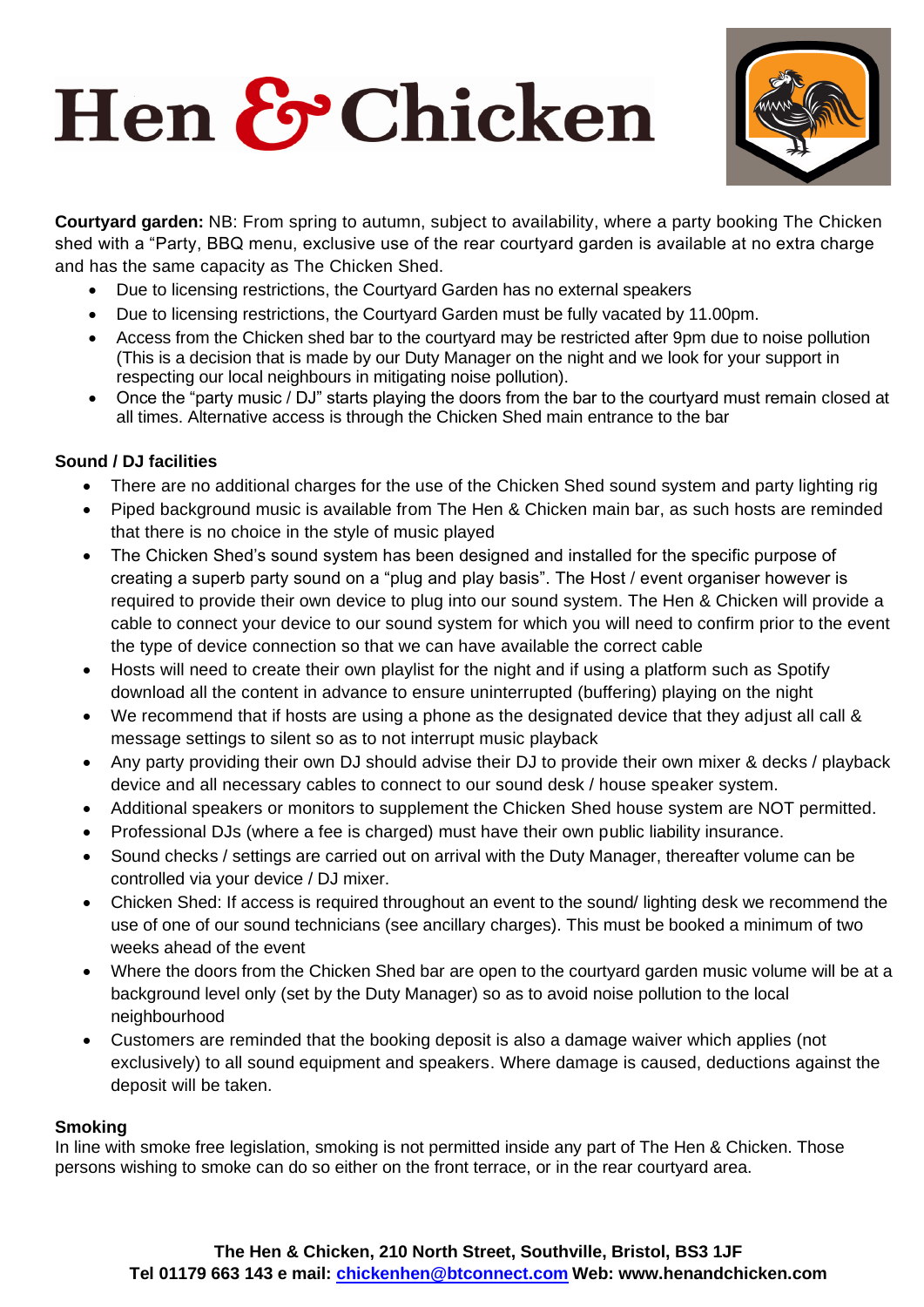**Courtyard garden:** NB: From spring to autumn, subject to availability, where a party booking The Chicken shed with a "Party, BBQ menu, exclusive use of the rear courtyard garden is available at no extra charge and has the same capacity as The Chicken Shed.

- Due to licensing restrictions, the Courtyard Garden has no external speakers
- Due to licensing restrictions, the Courtyard Garden must be fully vacated by 11.00pm.
- Access from the Chicken shed bar to the courtyard may be restricted after 9pm due to noise pollution (This is a decision that is made by our Duty Manager on the night and we look for your support in respecting our local neighbours in mitigating noise pollution).
- Once the "party music / DJ" starts playing the doors from the bar to the courtyard must remain closed at all times. Alternative access is through the Chicken Shed main entrance to the bar

**Sound / DJ facilities**

- There are no additional charges for the use of the Chicken Shed sound system and party lighting rig
- Piped background music is available from The Hen & Chicken main bar, as such hosts are reminded that there is no choice in the style of music played
- The Chicken Shed's sound system has been designed and installed for the specific purpose of creating a superb party sound on a "plug and play basis". The Host / event organiser however is required to provide their own device to plug into our sound system. The Hen & Chicken will provide a cable to connect your device to our sound system for which you will need to confirm prior to the event the type of device connection so that we can have available the correct cable
- Hosts will need to create their own playlist for the night and if using a platform such as Spotify download all the content in advance to ensure uninterrupted (buffering) playing on the night
- We recommend that if hosts are using a phone as the designated device that they adjust all call & message settings to silent so as to not interrupt music playback
- Any party providing their own DJ should advise their DJ to provide their own mixer & decks / playback device and all necessary cables to connect to our sound desk / house speaker system.
- Additional speakers or monitors to supplement the Chicken Shed house system are NOT permitted.
- Professional DJs (where a fee is charged) must have their own public liability insurance.
- Sound checks / settings are carried out on arrival with the Duty Manager, thereafter volume can be controlled via your device / DJ mixer.
- Chicken Shed: If access is required throughout an event to the sound/ lighting desk we recommend the use of one of our sound technicians (see ancillary charges). This must be booked a minimum of two weeks ahead of the event
- Where the doors from the Chicken Shed bar are open to the courtyard garden music volume will be at a background level only (set by the Duty Manager) so as to avoid noise pollution to the local neighbourhood
- Customers are reminded that the booking deposit is also a damage waiver which applies (not exclusively) to all sound equipment and speakers. Where damage is caused, deductions against the deposit will be taken.

**Smoking**

In line with smoke free legislation, smoking is not permitted inside any part of The Hen & Chicken. Those persons wishing to smoke can do so either on the front terrace, or in the rear courtyard area.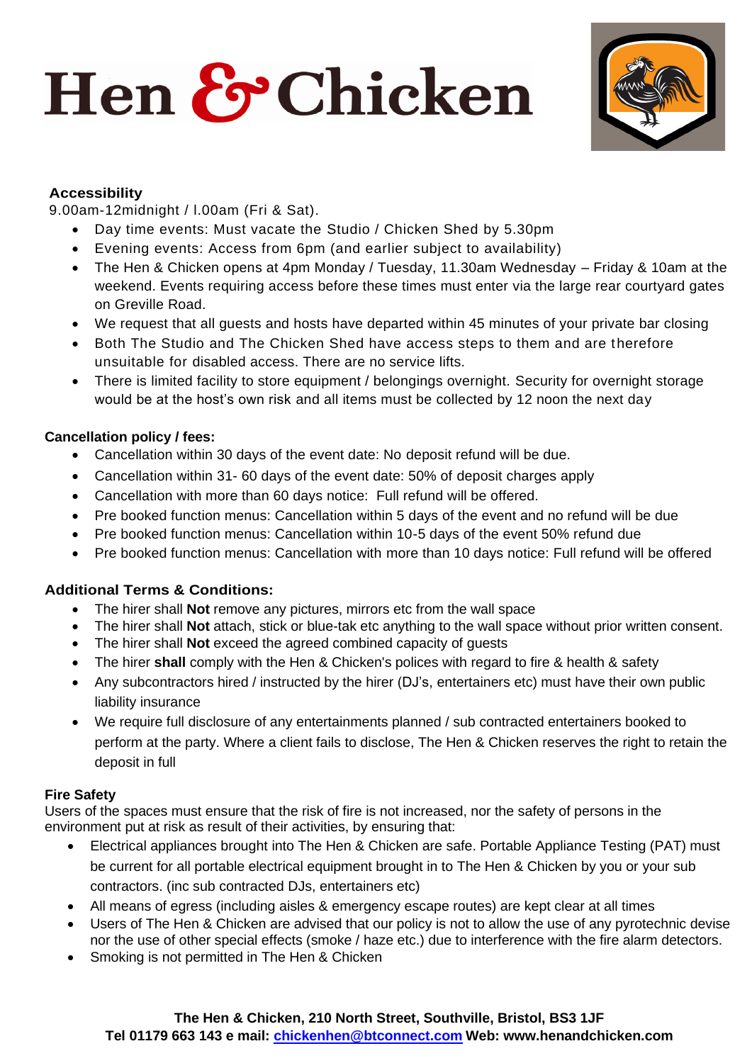# Hen & Chicken

### Accessibility

9.00am-12midnight / l.00am (Fri & Sat).

- Day time events: Must vacate the Studio / Chicken Shed by 5.30pm
- Evening events: Access from 6pm (and earlier subject to availability)
- The Hen & Chicken opens at 4pm Monday / Tuesday, 11.30am Wednesday – Friday & 10am at the weekend. Events requiring access before these times must enter via the large rear courtyard gates on Greville Road.
- We request that all guests and hosts have departed within 45 minutes of your private bar closing
- Both The Studio and The Chicken Shed have access steps to them and are therefore unsuitable for disabled access. There are no service lifts.
- There is limited facility to store equipment / belongings overnight. Security for overnight storage would be at the host's own risk and all items must be collected by 12 noon the next day

### Cancellation policy / fees:

- Cancellation within 30 days of the event date: No deposit refund will be due.
- Cancellation within 31- 60 days of the event date: 50% of deposit charges apply
- Cancellation with more than 60 days notice: Full refund will be offered.
- Pre booked function menus: Cancellation within 5 days of the event and no refund will be due
- Pre booked function menus: Cancellation within 10-5 days of the event 50% refund due
- Pre booked function menus: Cancellation with more than 10 days notice: Full refund will be offered

### Additional Terms & Conditions:

- The hirer shall **Not** remove any pictures, mirrors etc from the wall space
- The hirer shall **Not** attach, stick or blue-tak etc anything to the wall space without prior written consent.
- The hirer shall **Not** exceed the agreed combined capacity of guests
- The hirer **shall** comply with the Hen & Chicken's polices with regard to fire & health & safety
- Any subcontractors hired / instructed by the hirer (DJ's, entertainers etc) must have their own public liability insurance
- We require full disclosure of any entertainments planned / sub contracted entertainers booked to perform at the party. Where a client fails to disclose, The Hen & Chicken reserves the right to retain the deposit in full

### Fire Safety

Users of the spaces must ensure that the risk of fire is not increased, nor the safety of persons in the environment put at risk as result of their activities, by ensuring that:

- Electrical appliances brought into The Hen & Chicken are safe. Portable Appliance Testing (PAT) must be current for all portable electrical equipment brought in to The Hen & Chicken by you or your sub contractors. (inc sub contracted DJs, entertainers etc)
- All means of egress (including aisles & emergency escape routes) are kept clear at all times
- Users of The Hen & Chicken are advised that our policy is not to allow the use of any pyrotechnic devise nor the use of other special effects (smoke / haze etc.) due to interference with the fire alarm detectors.
- Smoking is not permitted in The Hen & Chicken

**The Hen & Chicken, 210 North Street, Southville, Bristol, BS3 1JF**
**Tel 01179 663 143 e mail: chickenhen@btconnect.com Web: www.henandchicken.com**